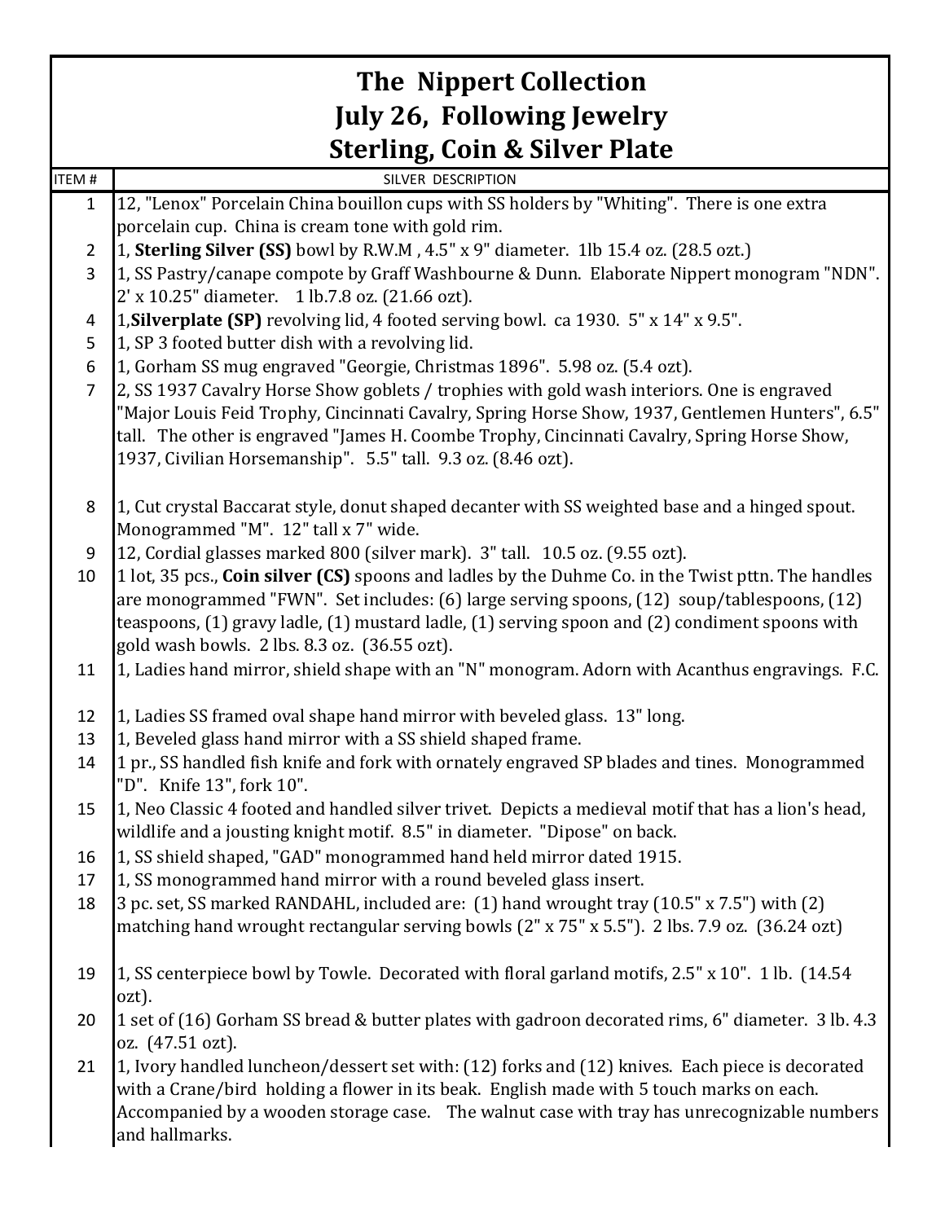# The Nippert Collection
## July 26, Following Jewelry
## Sterling, Coin & Silver Plate

| ITEM # | SILVER DESCRIPTION |
|---|---|
| 1 | 12, "Lenox" Porcelain China bouillon cups with SS holders by "Whiting". There is one extra porcelain cup. China is cream tone with gold rim. |
| 2 | 1, **Sterling Silver (SS)** bowl by R.W.M , 4.5" x 9" diameter. 1lb 15.4 oz. (28.5 ozt.) |
| 3 | 1, SS Pastry/canape compote by Graff Washbourne & Dunn. Elaborate Nippert monogram "NDN". 2' x 10.25" diameter. 1 lb.7.8 oz. (21.66 ozt). |
| 4 | 1,**Silverplate (SP)** revolving lid, 4 footed serving bowl. ca 1930. 5" x 14" x 9.5". |
| 5 | 1, SP 3 footed butter dish with a revolving lid. |
| 6 | 1, Gorham SS mug engraved "Georgie, Christmas 1896". 5.98 oz. (5.4 ozt). |
| 7 | 2, SS 1937 Cavalry Horse Show goblets / trophies with gold wash interiors. One is engraved "Major Louis Feid Trophy, Cincinnati Cavalry, Spring Horse Show, 1937, Gentlemen Hunters", 6.5" tall. The other is engraved "James H. Coombe Trophy, Cincinnati Cavalry, Spring Horse Show, 1937, Civilian Horsemanship". 5.5" tall. 9.3 oz. (8.46 ozt). |
| 8 | 1, Cut crystal Baccarat style, donut shaped decanter with SS weighted base and a hinged spout. Monogrammed "M". 12" tall x 7" wide. |
| 9 | 12, Cordial glasses marked 800 (silver mark). 3" tall. 10.5 oz. (9.55 ozt). |
| 10 | 1 lot, 35 pcs., **Coin silver (CS)** spoons and ladles by the Duhme Co. in the Twist pttn. The handles are monogrammed "FWN". Set includes: (6) large serving spoons, (12) soup/tablespoons, (12) teaspoons, (1) gravy ladle, (1) mustard ladle, (1) serving spoon and (2) condiment spoons with gold wash bowls. 2 lbs. 8.3 oz. (36.55 ozt). |
| 11 | 1, Ladies hand mirror, shield shape with an "N" monogram. Adorn with Acanthus engravings. F.C. |
| 12 | 1, Ladies SS framed oval shape hand mirror with beveled glass. 13" long. |
| 13 | 1, Beveled glass hand mirror with a SS shield shaped frame. |
| 14 | 1 pr., SS handled fish knife and fork with ornately engraved SP blades and tines. Monogrammed "D". Knife 13", fork 10". |
| 15 | 1, Neo Classic 4 footed and handled silver trivet. Depicts a medieval motif that has a lion's head, wildlife and a jousting knight motif. 8.5" in diameter. "Dipose" on back. |
| 16 | 1, SS shield shaped, "GAD" monogrammed hand held mirror dated 1915. |
| 17 | 1, SS monogrammed hand mirror with a round beveled glass insert. |
| 18 | 3 pc. set, SS marked RANDAHL, included are: (1) hand wrought tray (10.5" x 7.5") with (2) matching hand wrought rectangular serving bowls (2" x 75" x 5.5"). 2 lbs. 7.9 oz. (36.24 ozt) |
| 19 | 1, SS centerpiece bowl by Towle. Decorated with floral garland motifs, 2.5" x 10". 1 lb. (14.54 ozt). |
| 20 | 1 set of (16) Gorham SS bread & butter plates with gadroon decorated rims, 6" diameter. 3 lb. 4.3 oz. (47.51 ozt). |
| 21 | 1, Ivory handled luncheon/dessert set with: (12) forks and (12) knives. Each piece is decorated with a Crane/bird holding a flower in its beak. English made with 5 touch marks on each. Accompanied by a wooden storage case. The walnut case with tray has unrecognizable numbers and hallmarks. |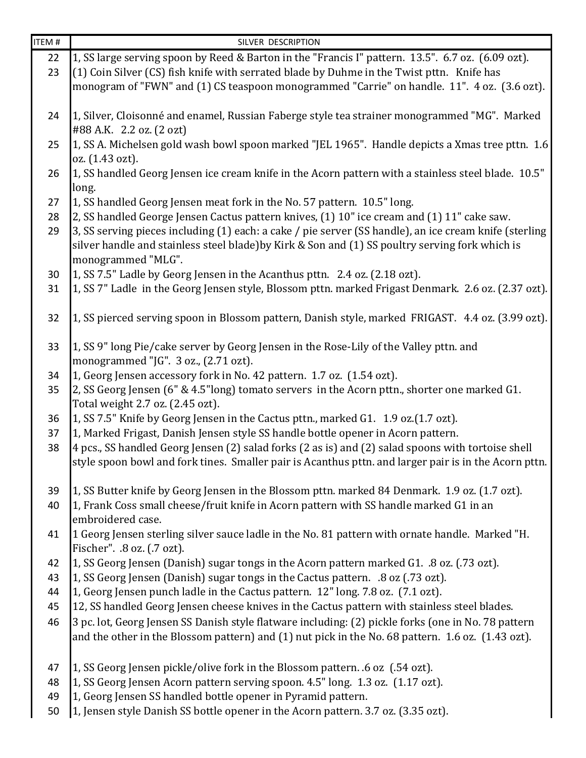| ITEM # | SILVER DESCRIPTION |
|---|---|
| 22 | 1, SS large serving spoon by Reed & Barton in the "Francis I" pattern. 13.5". 6.7 oz. (6.09 ozt). |
| 23 | (1) Coin Silver (CS) fish knife with serrated blade by Duhme in the Twist pttn. Knife has monogram of "FWN" and (1) CS teaspoon monogrammed "Carrie" on handle. 11". 4 oz. (3.6 ozt). |
| 24 | 1, Silver, Cloisonné and enamel, Russian Faberge style tea strainer monogrammed "MG". Marked #88 A.K. 2.2 oz. (2 ozt) |
| 25 | 1, SS A. Michelsen gold wash bowl spoon marked "JEL 1965". Handle depicts a Xmas tree pttn. 1.6 oz. (1.43 ozt). |
| 26 | 1, SS handled Georg Jensen ice cream knife in the Acorn pattern with a stainless steel blade. 10.5" long. |
| 27 | 1, SS handled Georg Jensen meat fork in the No. 57 pattern. 10.5" long. |
| 28 | 2, SS handled George Jensen Cactus pattern knives, (1) 10" ice cream and (1) 11" cake saw. |
| 29 | 3, SS serving pieces including (1) each: a cake / pie server (SS handle), an ice cream knife (sterling silver handle and stainless steel blade)by Kirk & Son and (1) SS poultry serving fork which is monogrammed "MLG". |
| 30 | 1, SS 7.5" Ladle by Georg Jensen in the Acanthus pttn. 2.4 oz. (2.18 ozt). |
| 31 | 1, SS 7" Ladle in the Georg Jensen style, Blossom pttn. marked Frigast Denmark. 2.6 oz. (2.37 ozt). |
| 32 | 1, SS pierced serving spoon in Blossom pattern, Danish style, marked FRIGAST. 4.4 oz. (3.99 ozt). |
| 33 | 1, SS 9" long Pie/cake server by Georg Jensen in the Rose-Lily of the Valley pttn. and monogrammed "JG". 3 oz., (2.71 ozt). |
| 34 | 1, Georg Jensen accessory fork in No. 42 pattern. 1.7 oz. (1.54 ozt). |
| 35 | 2, SS Georg Jensen (6" & 4.5"long) tomato servers in the Acorn pttn., shorter one marked G1. Total weight 2.7 oz. (2.45 ozt). |
| 36 | 1, SS 7.5" Knife by Georg Jensen in the Cactus pttn., marked G1. 1.9 oz.(1.7 ozt). |
| 37 | 1, Marked Frigast, Danish Jensen style SS handle bottle opener in Acorn pattern. |
| 38 | 4 pcs., SS handled Georg Jensen (2) salad forks (2 as is) and (2) salad spoons with tortoise shell style spoon bowl and fork tines. Smaller pair is Acanthus pttn. and larger pair is in the Acorn pttn. |
| 39 | 1, SS Butter knife by Georg Jensen in the Blossom pttn. marked 84 Denmark. 1.9 oz. (1.7 ozt). |
| 40 | 1, Frank Coss small cheese/fruit knife in Acorn pattern with SS handle marked G1 in an embroidered case. |
| 41 | 1 Georg Jensen sterling silver sauce ladle in the No. 81 pattern with ornate handle. Marked "H. Fischer". .8 oz. (.7 ozt). |
| 42 | 1, SS Georg Jensen (Danish) sugar tongs in the Acorn pattern marked G1. .8 oz. (.73 ozt). |
| 43 | 1, SS Georg Jensen (Danish) sugar tongs in the Cactus pattern. .8 oz (.73 ozt). |
| 44 | 1, Georg Jensen punch ladle in the Cactus pattern. 12" long. 7.8 oz. (7.1 ozt). |
| 45 | 12, SS handled Georg Jensen cheese knives in the Cactus pattern with stainless steel blades. |
| 46 | 3 pc. lot, Georg Jensen SS Danish style flatware including: (2) pickle forks (one in No. 78 pattern and the other in the Blossom pattern) and (1) nut pick in the No. 68 pattern. 1.6 oz. (1.43 ozt). |
| 47 | 1, SS Georg Jensen pickle/olive fork in the Blossom pattern. .6 oz (.54 ozt). |
| 48 | 1, SS Georg Jensen Acorn pattern serving spoon. 4.5" long. 1.3 oz. (1.17 ozt). |
| 49 | 1, Georg Jensen SS handled bottle opener in Pyramid pattern. |
| 50 | 1, Jensen style Danish SS bottle opener in the Acorn pattern. 3.7 oz. (3.35 ozt). |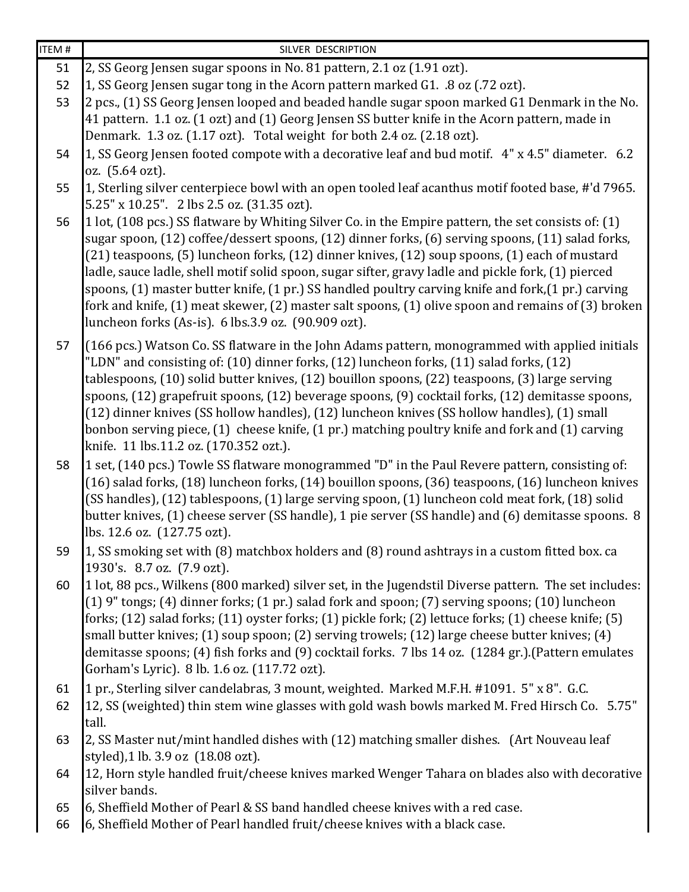| ITEM # | SILVER DESCRIPTION |
|---|---|
| 51 | 2, SS Georg Jensen sugar spoons in No. 81 pattern, 2.1 oz (1.91 ozt). |
| 52 | 1, SS Georg Jensen sugar tong in the Acorn pattern marked G1. .8 oz (.72 ozt). |
| 53 | 2 pcs., (1) SS Georg Jensen looped and beaded handle sugar spoon marked G1 Denmark in the No. 41 pattern. 1.1 oz. (1 ozt) and (1) Georg Jensen SS butter knife in the Acorn pattern, made in Denmark. 1.3 oz. (1.17 ozt). Total weight for both 2.4 oz. (2.18 ozt). |
| 54 | 1, SS Georg Jensen footed compote with a decorative leaf and bud motif. 4" x 4.5" diameter. 6.2 oz. (5.64 ozt). |
| 55 | 1, Sterling silver centerpiece bowl with an open tooled leaf acanthus motif footed base, #'d 7965. 5.25" x 10.25". 2 lbs 2.5 oz. (31.35 ozt). |
| 56 | 1 lot, (108 pcs.) SS flatware by Whiting Silver Co. in the Empire pattern, the set consists of: (1) sugar spoon, (12) coffee/dessert spoons, (12) dinner forks, (6) serving spoons, (11) salad forks, (21) teaspoons, (5) luncheon forks, (12) dinner knives, (12) soup spoons, (1) each of mustard ladle, sauce ladle, shell motif solid spoon, sugar sifter, gravy ladle and pickle fork, (1) pierced spoons, (1) master butter knife, (1 pr.) SS handled poultry carving knife and fork,(1 pr.) carving fork and knife, (1) meat skewer, (2) master salt spoons, (1) olive spoon and remains of (3) broken luncheon forks (As-is). 6 lbs.3.9 oz. (90.909 ozt). |
| 57 | (166 pcs.) Watson Co. SS flatware in the John Adams pattern, monogrammed with applied initials "LDN" and consisting of: (10) dinner forks, (12) luncheon forks, (11) salad forks, (12) tablespoons, (10) solid butter knives, (12) bouillon spoons, (22) teaspoons, (3) large serving spoons, (12) grapefruit spoons, (12) beverage spoons, (9) cocktail forks, (12) demitasse spoons, (12) dinner knives (SS hollow handles), (12) luncheon knives (SS hollow handles), (1) small bonbon serving piece, (1) cheese knife, (1 pr.) matching poultry knife and fork and (1) carving knife. 11 lbs.11.2 oz. (170.352 ozt.). |
| 58 | 1 set, (140 pcs.) Towle SS flatware monogrammed "D" in the Paul Revere pattern, consisting of: (16) salad forks, (18) luncheon forks, (14) bouillon spoons, (36) teaspoons, (16) luncheon knives (SS handles), (12) tablespoons, (1) large serving spoon, (1) luncheon cold meat fork, (18) solid butter knives, (1) cheese server (SS handle), 1 pie server (SS handle) and (6) demitasse spoons. 8 lbs. 12.6 oz. (127.75 ozt). |
| 59 | 1, SS smoking set with (8) matchbox holders and (8) round ashtrays in a custom fitted box. ca 1930's. 8.7 oz. (7.9 ozt). |
| 60 | 1 lot, 88 pcs., Wilkens (800 marked) silver set, in the Jugendstil Diverse pattern. The set includes: (1) 9" tongs; (4) dinner forks; (1 pr.) salad fork and spoon; (7) serving spoons; (10) luncheon forks; (12) salad forks; (11) oyster forks; (1) pickle fork; (2) lettuce forks; (1) cheese knife; (5) small butter knives; (1) soup spoon; (2) serving trowels; (12) large cheese butter knives; (4) demitasse spoons; (4) fish forks and (9) cocktail forks. 7 lbs 14 oz. (1284 gr.).(Pattern emulates Gorham's Lyric). 8 lb. 1.6 oz. (117.72 ozt). |
| 61 | 1 pr., Sterling silver candelabras, 3 mount, weighted. Marked M.F.H. #1091. 5" x 8". G.C. |
| 62 | 12, SS (weighted) thin stem wine glasses with gold wash bowls marked M. Fred Hirsch Co. 5.75" tall. |
| 63 | 2, SS Master nut/mint handled dishes with (12) matching smaller dishes. (Art Nouveau leaf styled),1 lb. 3.9 oz (18.08 ozt). |
| 64 | 12, Horn style handled fruit/cheese knives marked Wenger Tahara on blades also with decorative silver bands. |
| 65 | 6, Sheffield Mother of Pearl & SS band handled cheese knives with a red case. |
| 66 | 6, Sheffield Mother of Pearl handled fruit/cheese knives with a black case. |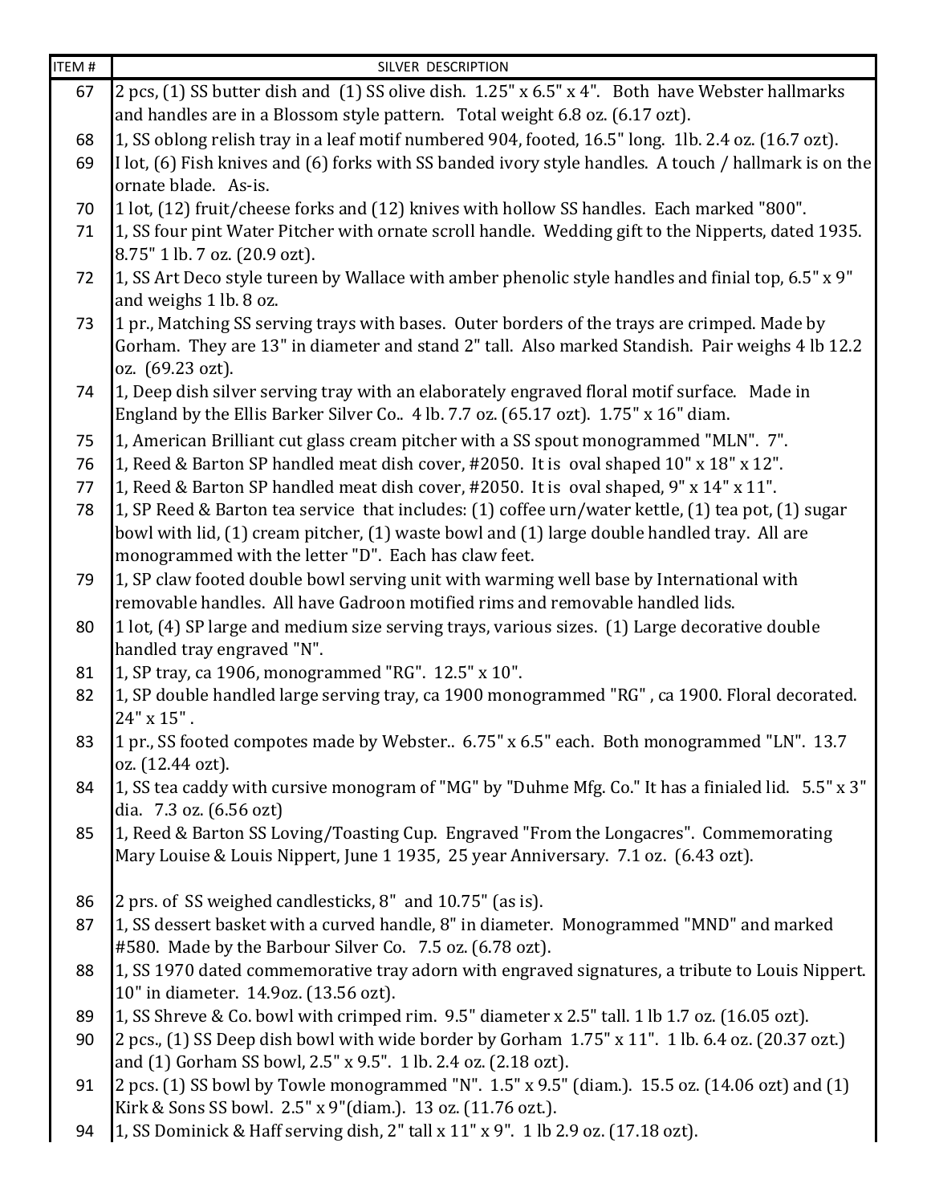| ITEM # | SILVER DESCRIPTION |
|---|---|
| 67 | 2 pcs, (1) SS butter dish and (1) SS olive dish. 1.25" x 6.5" x 4". Both have Webster hallmarks and handles are in a Blossom style pattern. Total weight 6.8 oz. (6.17 ozt). |
| 68 | 1, SS oblong relish tray in a leaf motif numbered 904, footed, 16.5" long. 1lb. 2.4 oz. (16.7 ozt). |
| 69 | I lot, (6) Fish knives and (6) forks with SS banded ivory style handles. A touch / hallmark is on the ornate blade. As-is. |
| 70 | 1 lot, (12) fruit/cheese forks and (12) knives with hollow SS handles. Each marked "800". |
| 71 | 1, SS four pint Water Pitcher with ornate scroll handle. Wedding gift to the Nipperts, dated 1935. 8.75" 1 lb. 7 oz. (20.9 ozt). |
| 72 | 1, SS Art Deco style tureen by Wallace with amber phenolic style handles and finial top, 6.5" x 9" and weighs 1 lb. 8 oz. |
| 73 | 1 pr., Matching SS serving trays with bases. Outer borders of the trays are crimped. Made by Gorham. They are 13" in diameter and stand 2" tall. Also marked Standish. Pair weighs 4 lb 12.2 oz. (69.23 ozt). |
| 74 | 1, Deep dish silver serving tray with an elaborately engraved floral motif surface. Made in England by the Ellis Barker Silver Co.. 4 lb. 7.7 oz. (65.17 ozt). 1.75" x 16" diam. |
| 75 | 1, American Brilliant cut glass cream pitcher with a SS spout monogrammed "MLN". 7". |
| 76 | 1, Reed & Barton SP handled meat dish cover, #2050. It is oval shaped 10" x 18" x 12". |
| 77 | 1, Reed & Barton SP handled meat dish cover, #2050. It is oval shaped, 9" x 14" x 11". |
| 78 | 1, SP Reed & Barton tea service that includes: (1) coffee urn/water kettle, (1) tea pot, (1) sugar bowl with lid, (1) cream pitcher, (1) waste bowl and (1) large double handled tray. All are monogrammed with the letter "D". Each has claw feet. |
| 79 | 1, SP claw footed double bowl serving unit with warming well base by International with removable handles. All have Gadroon motified rims and removable handled lids. |
| 80 | 1 lot, (4) SP large and medium size serving trays, various sizes. (1) Large decorative double handled tray engraved "N". |
| 81 | 1, SP tray, ca 1906, monogrammed "RG". 12.5" x 10". |
| 82 | 1, SP double handled large serving tray, ca 1900 monogrammed "RG" , ca 1900. Floral decorated. 24" x 15" . |
| 83 | 1 pr., SS footed compotes made by Webster.. 6.75" x 6.5" each. Both monogrammed "LN". 13.7 oz. (12.44 ozt). |
| 84 | 1, SS tea caddy with cursive monogram of "MG" by "Duhme Mfg. Co." It has a finialed lid. 5.5" x 3" dia. 7.3 oz. (6.56 ozt) |
| 85 | 1, Reed & Barton SS Loving/Toasting Cup. Engraved "From the Longacres". Commemorating Mary Louise & Louis Nippert, June 1 1935, 25 year Anniversary. 7.1 oz. (6.43 ozt). |
| 86 | 2 prs. of SS weighed candlesticks, 8" and 10.75" (as is). |
| 87 | 1, SS dessert basket with a curved handle, 8" in diameter. Monogrammed "MND" and marked #580. Made by the Barbour Silver Co. 7.5 oz. (6.78 ozt). |
| 88 | 1, SS 1970 dated commemorative tray adorn with engraved signatures, a tribute to Louis Nippert. 10" in diameter. 14.9oz. (13.56 ozt). |
| 89 | 1, SS Shreve & Co. bowl with crimped rim. 9.5" diameter x 2.5" tall. 1 lb 1.7 oz. (16.05 ozt). |
| 90 | 2 pcs., (1) SS Deep dish bowl with wide border by Gorham 1.75" x 11". 1 lb. 6.4 oz. (20.37 ozt.) and (1) Gorham SS bowl, 2.5" x 9.5". 1 lb. 2.4 oz. (2.18 ozt). |
| 91 | 2 pcs. (1) SS bowl by Towle monogrammed "N". 1.5" x 9.5" (diam.). 15.5 oz. (14.06 ozt) and (1) Kirk & Sons SS bowl. 2.5" x 9"(diam.). 13 oz. (11.76 ozt.). |
| 94 | 1, SS Dominick & Haff serving dish, 2" tall x 11" x 9". 1 lb 2.9 oz. (17.18 ozt). |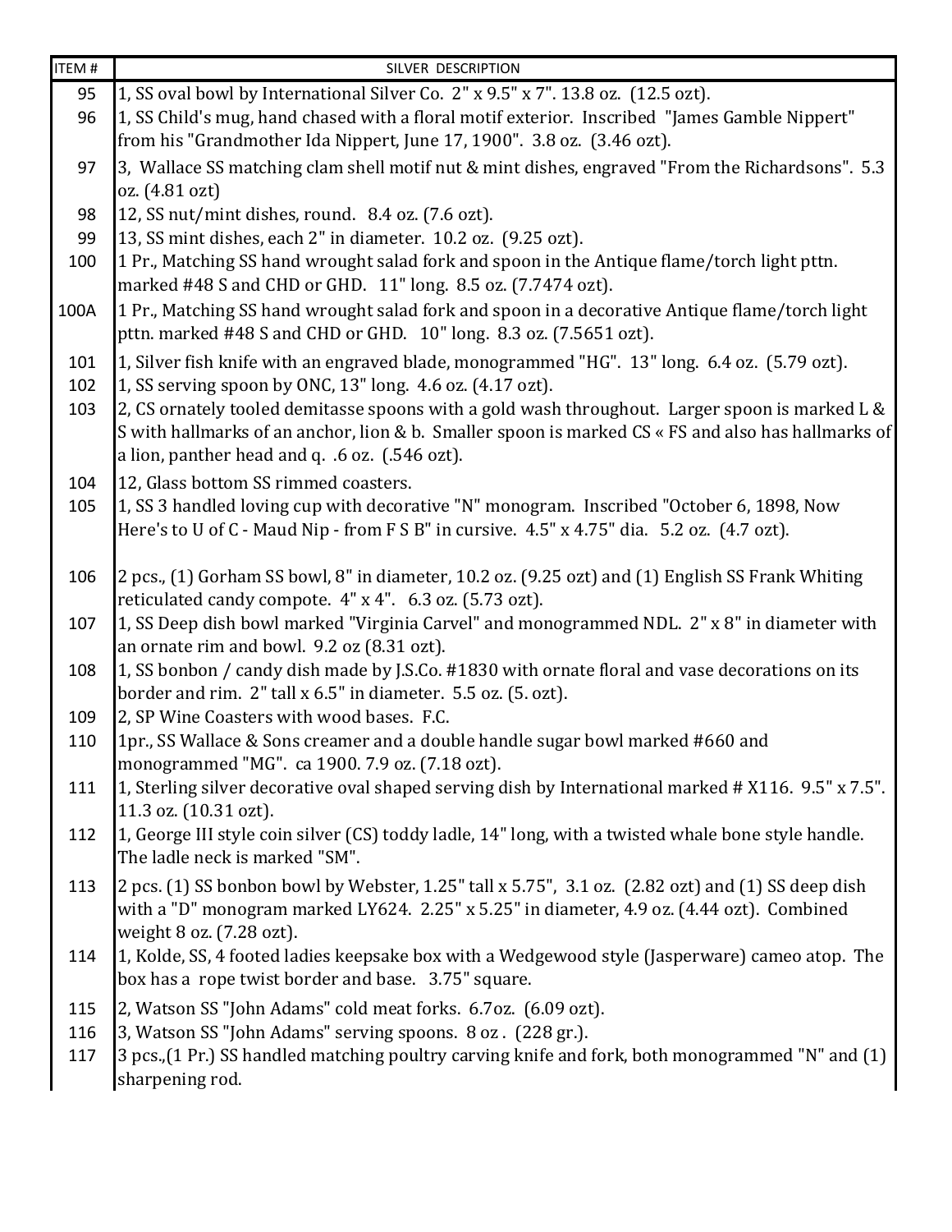| ITEM # | SILVER DESCRIPTION |
|---|---|
| 95 | 1, SS oval bowl by International Silver Co. 2" x 9.5" x 7". 13.8 oz. (12.5 ozt). |
| 96 | 1, SS Child's mug, hand chased with a floral motif exterior. Inscribed "James Gamble Nippert" from his "Grandmother Ida Nippert, June 17, 1900". 3.8 oz. (3.46 ozt). |
| 97 | 3, Wallace SS matching clam shell motif nut & mint dishes, engraved "From the Richardsons". 5.3 oz. (4.81 ozt) |
| 98 | 12, SS nut/mint dishes, round. 8.4 oz. (7.6 ozt). |
| 99 | 13, SS mint dishes, each 2" in diameter. 10.2 oz. (9.25 ozt). |
| 100 | 1 Pr., Matching SS hand wrought salad fork and spoon in the Antique flame/torch light pttn. marked #48 S and CHD or GHD. 11" long. 8.5 oz. (7.7474 ozt). |
| 100A | 1 Pr., Matching SS hand wrought salad fork and spoon in a decorative Antique flame/torch light pttn. marked #48 S and CHD or GHD. 10" long. 8.3 oz. (7.5651 ozt). |
| 101 | 1, Silver fish knife with an engraved blade, monogrammed "HG". 13" long. 6.4 oz. (5.79 ozt). |
| 102 | 1, SS serving spoon by ONC, 13" long. 4.6 oz. (4.17 ozt). |
| 103 | 2, CS ornately tooled demitasse spoons with a gold wash throughout. Larger spoon is marked L & S with hallmarks of an anchor, lion & b. Smaller spoon is marked CS « FS and also has hallmarks of a lion, panther head and q. .6 oz. (.546 ozt). |
| 104 | 12, Glass bottom SS rimmed coasters. |
| 105 | 1, SS 3 handled loving cup with decorative "N" monogram. Inscribed "October 6, 1898, Now Here's to U of C - Maud Nip - from F S B" in cursive. 4.5" x 4.75" dia. 5.2 oz. (4.7 ozt). |
| 106 | 2 pcs., (1) Gorham SS bowl, 8" in diameter, 10.2 oz. (9.25 ozt) and (1) English SS Frank Whiting reticulated candy compote. 4" x 4". 6.3 oz. (5.73 ozt). |
| 107 | 1, SS Deep dish bowl marked "Virginia Carvel" and monogrammed NDL. 2" x 8" in diameter with an ornate rim and bowl. 9.2 oz (8.31 ozt). |
| 108 | 1, SS bonbon / candy dish made by J.S.Co. #1830 with ornate floral and vase decorations on its border and rim. 2" tall x 6.5" in diameter. 5.5 oz. (5. ozt). |
| 109 | 2, SP Wine Coasters with wood bases. F.C. |
| 110 | 1pr., SS Wallace & Sons creamer and a double handle sugar bowl marked #660 and monogrammed "MG". ca 1900. 7.9 oz. (7.18 ozt). |
| 111 | 1, Sterling silver decorative oval shaped serving dish by International marked # X116. 9.5" x 7.5". 11.3 oz. (10.31 ozt). |
| 112 | 1, George III style coin silver (CS) toddy ladle, 14" long, with a twisted whale bone style handle. The ladle neck is marked "SM". |
| 113 | 2 pcs. (1) SS bonbon bowl by Webster, 1.25" tall x 5.75", 3.1 oz. (2.82 ozt) and (1) SS deep dish with a "D" monogram marked LY624. 2.25" x 5.25" in diameter, 4.9 oz. (4.44 ozt). Combined weight 8 oz. (7.28 ozt). |
| 114 | 1, Kolde, SS, 4 footed ladies keepsake box with a Wedgewood style (Jasperware) cameo atop. The box has a rope twist border and base. 3.75" square. |
| 115 | 2, Watson SS "John Adams" cold meat forks. 6.7oz. (6.09 ozt). |
| 116 | 3, Watson SS "John Adams" serving spoons. 8 oz . (228 gr.). |
| 117 | 3 pcs.,(1 Pr.) SS handled matching poultry carving knife and fork, both monogrammed "N" and (1) sharpening rod. |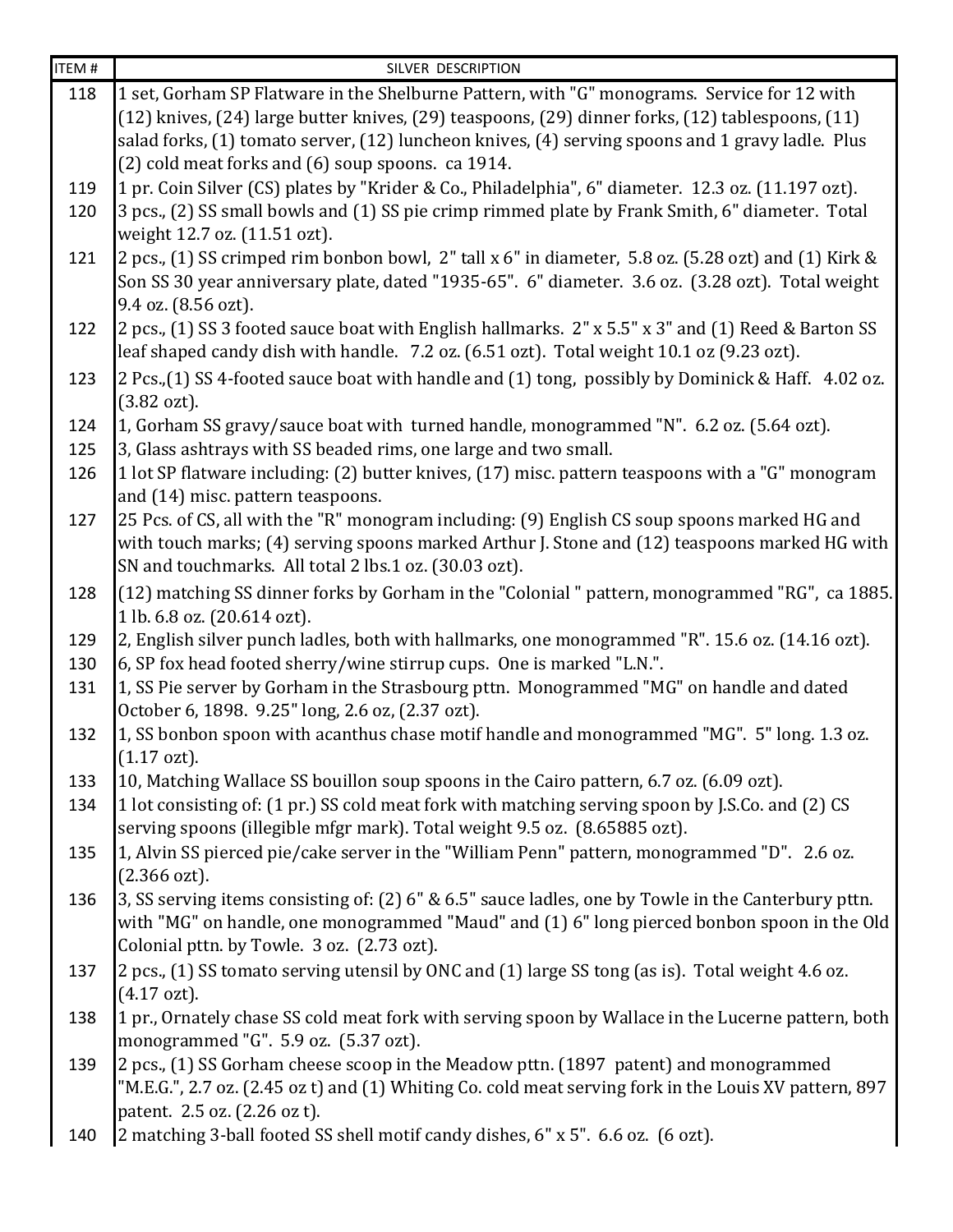| ITEM # | SILVER DESCRIPTION |
|---|---|
| 118 | 1 set, Gorham SP Flatware in the Shelburne Pattern, with "G" monograms. Service for 12 with (12) knives, (24) large butter knives, (29) teaspoons, (29) dinner forks, (12) tablespoons, (11) salad forks, (1) tomato server, (12) luncheon knives, (4) serving spoons and 1 gravy ladle. Plus (2) cold meat forks and (6) soup spoons. ca 1914. |
| 119 | 1 pr. Coin Silver (CS) plates by "Krider & Co., Philadelphia", 6" diameter. 12.3 oz. (11.197 ozt). |
| 120 | 3 pcs., (2) SS small bowls and (1) SS pie crimp rimmed plate by Frank Smith, 6" diameter. Total weight 12.7 oz. (11.51 ozt). |
| 121 | 2 pcs., (1) SS crimped rim bonbon bowl, 2" tall x 6" in diameter, 5.8 oz. (5.28 ozt) and (1) Kirk & Son SS 30 year anniversary plate, dated "1935-65". 6" diameter. 3.6 oz. (3.28 ozt). Total weight 9.4 oz. (8.56 ozt). |
| 122 | 2 pcs., (1) SS 3 footed sauce boat with English hallmarks. 2" x 5.5" x 3" and (1) Reed & Barton SS leaf shaped candy dish with handle. 7.2 oz. (6.51 ozt). Total weight 10.1 oz (9.23 ozt). |
| 123 | 2 Pcs.,(1) SS 4-footed sauce boat with handle and (1) tong, possibly by Dominick & Haff. 4.02 oz. (3.82 ozt). |
| 124 | 1, Gorham SS gravy/sauce boat with turned handle, monogrammed "N". 6.2 oz. (5.64 ozt). |
| 125 | 3, Glass ashtrays with SS beaded rims, one large and two small. |
| 126 | 1 lot SP flatware including: (2) butter knives, (17) misc. pattern teaspoons with a "G" monogram and (14) misc. pattern teaspoons. |
| 127 | 25 Pcs. of CS, all with the "R" monogram including: (9) English CS soup spoons marked HG and with touch marks; (4) serving spoons marked Arthur J. Stone and (12) teaspoons marked HG with SN and touchmarks. All total 2 lbs.1 oz. (30.03 ozt). |
| 128 | (12) matching SS dinner forks by Gorham in the "Colonial " pattern, monogrammed "RG", ca 1885. 1 lb. 6.8 oz. (20.614 ozt). |
| 129 | 2, English silver punch ladles, both with hallmarks, one monogrammed "R". 15.6 oz. (14.16 ozt). |
| 130 | 6, SP fox head footed sherry/wine stirrup cups. One is marked "L.N.". |
| 131 | 1, SS Pie server by Gorham in the Strasbourg pttn. Monogrammed "MG" on handle and dated October 6, 1898. 9.25" long, 2.6 oz, (2.37 ozt). |
| 132 | 1, SS bonbon spoon with acanthus chase motif handle and monogrammed "MG". 5" long. 1.3 oz. (1.17 ozt). |
| 133 | 10, Matching Wallace SS bouillon soup spoons in the Cairo pattern, 6.7 oz. (6.09 ozt). |
| 134 | 1 lot consisting of: (1 pr.) SS cold meat fork with matching serving spoon by J.S.Co. and (2) CS serving spoons (illegible mfgr mark). Total weight 9.5 oz. (8.65885 ozt). |
| 135 | 1, Alvin SS pierced pie/cake server in the "William Penn" pattern, monogrammed "D". 2.6 oz. (2.366 ozt). |
| 136 | 3, SS serving items consisting of: (2) 6" & 6.5" sauce ladles, one by Towle in the Canterbury pttn. with "MG" on handle, one monogrammed "Maud" and (1) 6" long pierced bonbon spoon in the Old Colonial pttn. by Towle. 3 oz. (2.73 ozt). |
| 137 | 2 pcs., (1) SS tomato serving utensil by ONC and (1) large SS tong (as is). Total weight 4.6 oz. (4.17 ozt). |
| 138 | 1 pr., Ornately chase SS cold meat fork with serving spoon by Wallace in the Lucerne pattern, both monogrammed "G". 5.9 oz. (5.37 ozt). |
| 139 | 2 pcs., (1) SS Gorham cheese scoop in the Meadow pttn. (1897 patent) and monogrammed "M.E.G.", 2.7 oz. (2.45 oz t) and (1) Whiting Co. cold meat serving fork in the Louis XV pattern, 897 patent. 2.5 oz. (2.26 oz t). |
| 140 | 2 matching 3-ball footed SS shell motif candy dishes, 6" x 5". 6.6 oz. (6 ozt). |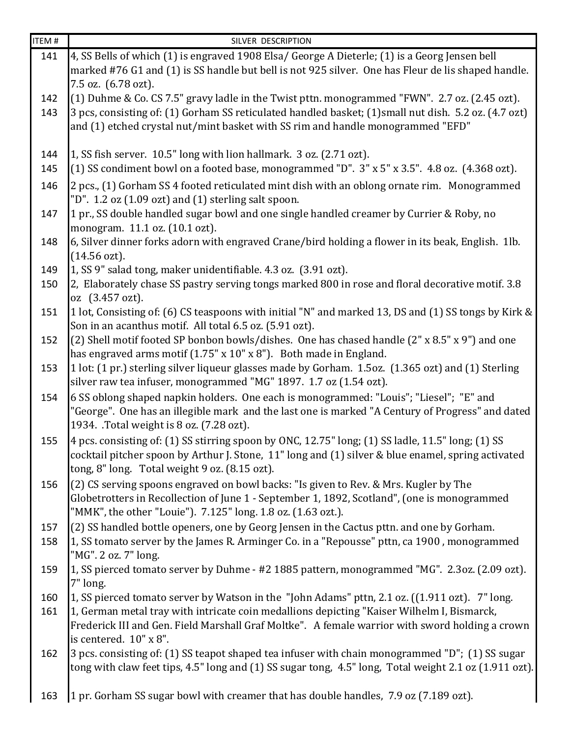| ITEM # | SILVER DESCRIPTION |
|---|---|
| 141 | 4, SS Bells of which (1) is engraved 1908 Elsa/ George A Dieterle; (1) is a Georg Jensen bell marked #76 G1 and (1) is SS handle but bell is not 925 silver. One has Fleur de lis shaped handle. 7.5 oz. (6.78 ozt). |
| 142 | (1) Duhme & Co. CS 7.5" gravy ladle in the Twist pttn. monogrammed "FWN". 2.7 oz. (2.45 ozt). |
| 143 | 3 pcs, consisting of: (1) Gorham SS reticulated handled basket; (1)small nut dish. 5.2 oz. (4.7 ozt) and (1) etched crystal nut/mint basket with SS rim and handle monogrammed "EFD" |
| 144 | 1, SS fish server. 10.5" long with lion hallmark. 3 oz. (2.71 ozt). |
| 145 | (1) SS condiment bowl on a footed base, monogrammed "D". 3" x 5" x 3.5". 4.8 oz. (4.368 ozt). |
| 146 | 2 pcs., (1) Gorham SS 4 footed reticulated mint dish with an oblong ornate rim. Monogrammed "D". 1.2 oz (1.09 ozt) and (1) sterling salt spoon. |
| 147 | 1 pr., SS double handled sugar bowl and one single handled creamer by Currier & Roby, no monogram. 11.1 oz. (10.1 ozt). |
| 148 | 6, Silver dinner forks adorn with engraved Crane/bird holding a flower in its beak, English. 1lb. (14.56 ozt). |
| 149 | 1, SS 9" salad tong, maker unidentifiable. 4.3 oz. (3.91 ozt). |
| 150 | 2, Elaborately chase SS pastry serving tongs marked 800 in rose and floral decorative motif. 3.8 oz (3.457 ozt). |
| 151 | 1 lot, Consisting of: (6) CS teaspoons with initial "N" and marked 13, DS and (1) SS tongs by Kirk & Son in an acanthus motif. All total 6.5 oz. (5.91 ozt). |
| 152 | (2) Shell motif footed SP bonbon bowls/dishes. One has chased handle (2" x 8.5" x 9") and one has engraved arms motif (1.75" x 10" x 8"). Both made in England. |
| 153 | 1 lot: (1 pr.) sterling silver liqueur glasses made by Gorham. 1.5oz. (1.365 ozt) and (1) Sterling silver raw tea infuser, monogrammed "MG" 1897. 1.7 oz (1.54 ozt). |
| 154 | 6 SS oblong shaped napkin holders. One each is monogrammed: "Louis"; "Liesel"; "E" and "George". One has an illegible mark and the last one is marked "A Century of Progress" and dated 1934. .Total weight is 8 oz. (7.28 ozt). |
| 155 | 4 pcs. consisting of: (1) SS stirring spoon by ONC, 12.75" long; (1) SS ladle, 11.5" long; (1) SS cocktail pitcher spoon by Arthur J. Stone, 11" long and (1) silver & blue enamel, spring activated tong, 8" long. Total weight 9 oz. (8.15 ozt). |
| 156 | (2) CS serving spoons engraved on bowl backs: "Is given to Rev. & Mrs. Kugler by The Globetrotters in Recollection of June 1 - September 1, 1892, Scotland", (one is monogrammed "MMK", the other "Louie"). 7.125" long. 1.8 oz. (1.63 ozt.). |
| 157 | (2) SS handled bottle openers, one by Georg Jensen in the Cactus pttn. and one by Gorham. |
| 158 | 1, SS tomato server by the James R. Arminger Co. in a "Repousse" pttn, ca 1900 , monogrammed "MG". 2 oz. 7" long. |
| 159 | 1, SS pierced tomato server by Duhme - #2 1885 pattern, monogrammed "MG". 2.3oz. (2.09 ozt). 7" long. |
| 160 | 1, SS pierced tomato server by Watson in the "John Adams" pttn, 2.1 oz. ((1.911 ozt). 7" long. |
| 161 | 1, German metal tray with intricate coin medallions depicting "Kaiser Wilhelm I, Bismarck, Frederick III and Gen. Field Marshall Graf Moltke". A female warrior with sword holding a crown is centered. 10" x 8". |
| 162 | 3 pcs. consisting of: (1) SS teapot shaped tea infuser with chain monogrammed "D"; (1) SS sugar tong with claw feet tips, 4.5" long and (1) SS sugar tong, 4.5" long, Total weight 2.1 oz (1.911 ozt). |
| 163 | 1 pr. Gorham SS sugar bowl with creamer that has double handles, 7.9 oz (7.189 ozt). |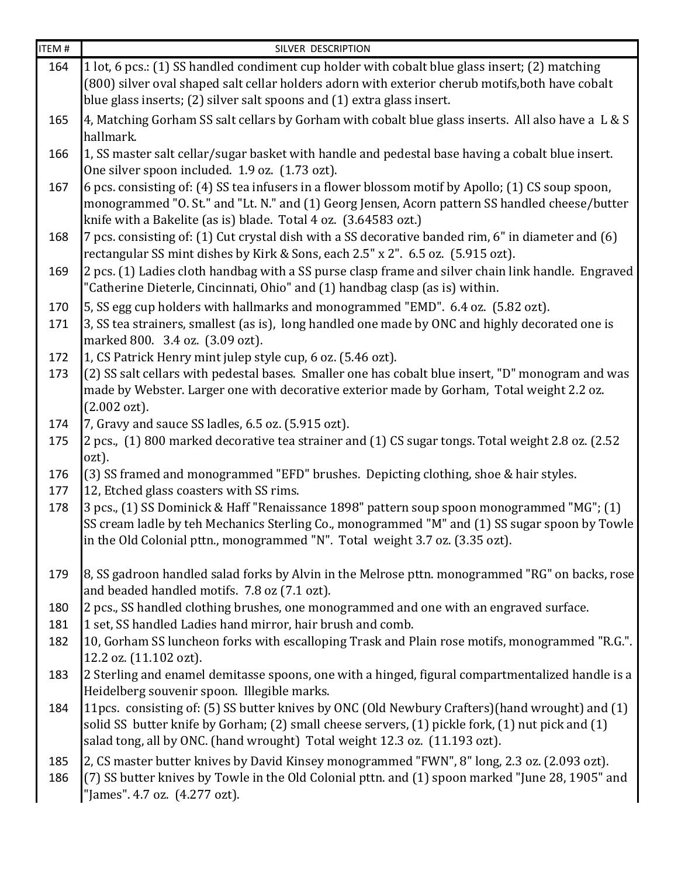| ITEM # | SILVER DESCRIPTION |
|---|---|
| 164 | 1 lot, 6 pcs.: (1) SS handled condiment cup holder with cobalt blue glass insert; (2) matching (800) silver oval shaped salt cellar holders adorn with exterior cherub motifs,both have cobalt blue glass inserts; (2) silver salt spoons and (1) extra glass insert. |
| 165 | 4, Matching Gorham SS salt cellars by Gorham with cobalt blue glass inserts. All also have a L & S hallmark. |
| 166 | 1, SS master salt cellar/sugar basket with handle and pedestal base having a cobalt blue insert. One silver spoon included. 1.9 oz. (1.73 ozt). |
| 167 | 6 pcs. consisting of: (4) SS tea infusers in a flower blossom motif by Apollo; (1) CS soup spoon, monogrammed "O. St." and "Lt. N." and (1) Georg Jensen, Acorn pattern SS handled cheese/butter knife with a Bakelite (as is) blade. Total 4 oz. (3.64583 ozt.) |
| 168 | 7 pcs. consisting of: (1) Cut crystal dish with a SS decorative banded rim, 6" in diameter and (6) rectangular SS mint dishes by Kirk & Sons, each 2.5" x 2". 6.5 oz. (5.915 ozt). |
| 169 | 2 pcs. (1) Ladies cloth handbag with a SS purse clasp frame and silver chain link handle. Engraved "Catherine Dieterle, Cincinnati, Ohio" and (1) handbag clasp (as is) within. |
| 170 | 5, SS egg cup holders with hallmarks and monogrammed "EMD". 6.4 oz. (5.82 ozt). |
| 171 | 3, SS tea strainers, smallest (as is), long handled one made by ONC and highly decorated one is marked 800. 3.4 oz. (3.09 ozt). |
| 172 | 1, CS Patrick Henry mint julep style cup, 6 oz. (5.46 ozt). |
| 173 | (2) SS salt cellars with pedestal bases. Smaller one has cobalt blue insert, "D" monogram and was made by Webster. Larger one with decorative exterior made by Gorham, Total weight 2.2 oz. (2.002 ozt). |
| 174 | 7, Gravy and sauce SS ladles, 6.5 oz. (5.915 ozt). |
| 175 | 2 pcs., (1) 800 marked decorative tea strainer and (1) CS sugar tongs. Total weight 2.8 oz. (2.52 ozt). |
| 176 | (3) SS framed and monogrammed "EFD" brushes. Depicting clothing, shoe & hair styles. |
| 177 | 12, Etched glass coasters with SS rims. |
| 178 | 3 pcs., (1) SS Dominick & Haff "Renaissance 1898" pattern soup spoon monogrammed "MG"; (1) SS cream ladle by teh Mechanics Sterling Co., monogrammed "M" and (1) SS sugar spoon by Towle in the Old Colonial pttn., monogrammed "N". Total weight 3.7 oz. (3.35 ozt). |
| 179 | 8, SS gadroon handled salad forks by Alvin in the Melrose pttn. monogrammed "RG" on backs, rose and beaded handled motifs. 7.8 oz (7.1 ozt). |
| 180 | 2 pcs., SS handled clothing brushes, one monogrammed and one with an engraved surface. |
| 181 | 1 set, SS handled Ladies hand mirror, hair brush and comb. |
| 182 | 10, Gorham SS luncheon forks with escalloping Trask and Plain rose motifs, monogrammed "R.G.". 12.2 oz. (11.102 ozt). |
| 183 | 2 Sterling and enamel demitasse spoons, one with a hinged, figural compartmentalized handle is a Heidelberg souvenir spoon. Illegible marks. |
| 184 | 11pcs. consisting of: (5) SS butter knives by ONC (Old Newbury Crafters)(hand wrought) and (1) solid SS butter knife by Gorham; (2) small cheese servers, (1) pickle fork, (1) nut pick and (1) salad tong, all by ONC. (hand wrought) Total weight 12.3 oz. (11.193 ozt). |
| 185 | 2, CS master butter knives by David Kinsey monogrammed "FWN", 8" long, 2.3 oz. (2.093 ozt). |
| 186 | (7) SS butter knives by Towle in the Old Colonial pttn. and (1) spoon marked "June 28, 1905" and "James". 4.7 oz. (4.277 ozt). |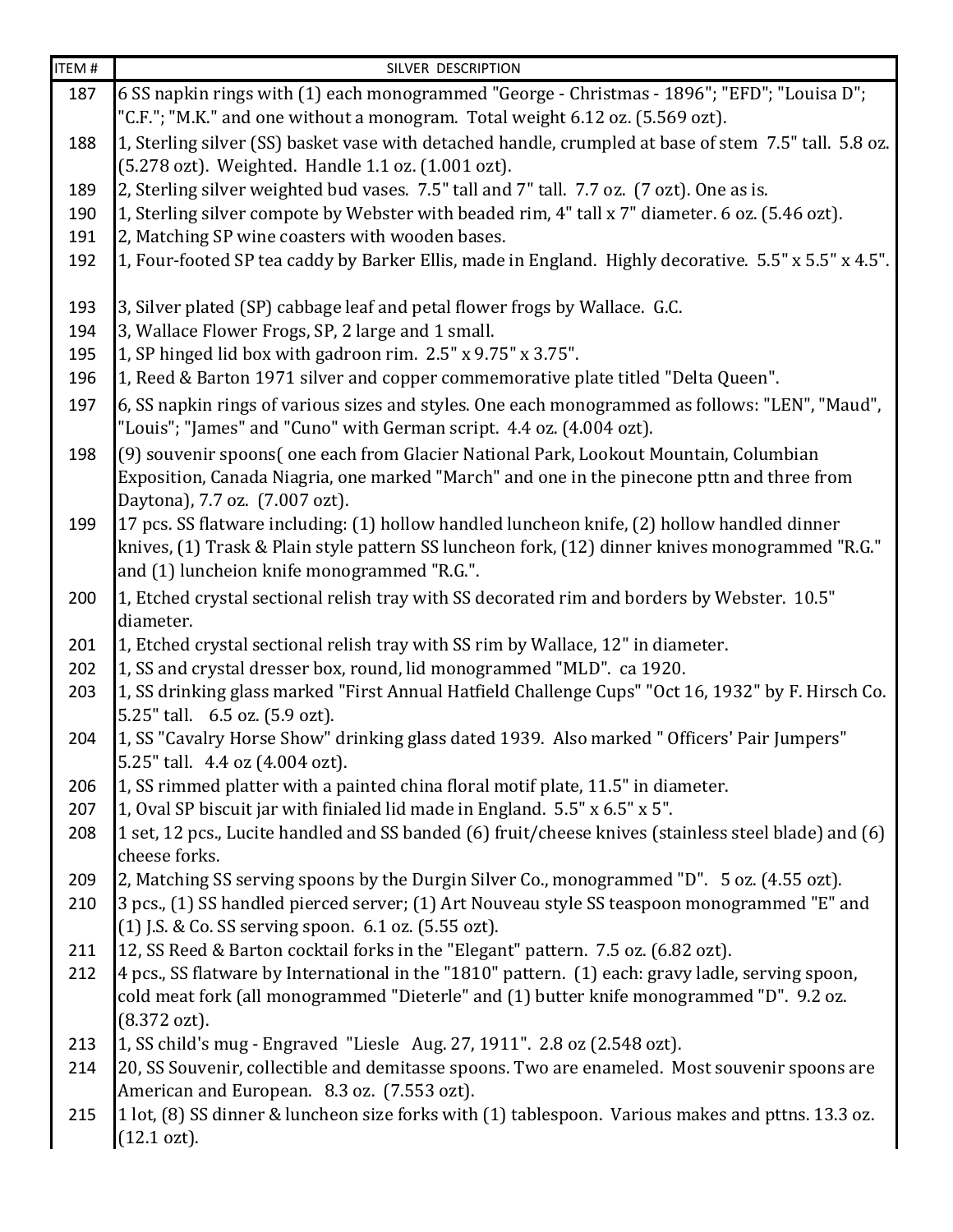| ITEM # | SILVER DESCRIPTION |
|---|---|
| 187 | 6 SS napkin rings with (1) each monogrammed "George - Christmas - 1896"; "EFD"; "Louisa D"; "C.F."; "M.K." and one without a monogram. Total weight 6.12 oz. (5.569 ozt). |
| 188 | 1, Sterling silver (SS) basket vase with detached handle, crumpled at base of stem 7.5" tall. 5.8 oz. (5.278 ozt). Weighted. Handle 1.1 oz. (1.001 ozt). |
| 189 | 2, Sterling silver weighted bud vases. 7.5" tall and 7" tall. 7.7 oz. (7 ozt). One as is. |
| 190 | 1, Sterling silver compote by Webster with beaded rim, 4" tall x 7" diameter. 6 oz. (5.46 ozt). |
| 191 | 2, Matching SP wine coasters with wooden bases. |
| 192 | 1, Four-footed SP tea caddy by Barker Ellis, made in England. Highly decorative. 5.5" x 5.5" x 4.5". |
| 193 | 3, Silver plated (SP) cabbage leaf and petal flower frogs by Wallace. G.C. |
| 194 | 3, Wallace Flower Frogs, SP, 2 large and 1 small. |
| 195 | 1, SP hinged lid box with gadroon rim. 2.5" x 9.75" x 3.75". |
| 196 | 1, Reed & Barton 1971 silver and copper commemorative plate titled "Delta Queen". |
| 197 | 6, SS napkin rings of various sizes and styles. One each monogrammed as follows: "LEN", "Maud", "Louis"; "James" and "Cuno" with German script. 4.4 oz. (4.004 ozt). |
| 198 | (9) souvenir spoons( one each from Glacier National Park, Lookout Mountain, Columbian Exposition, Canada Niagria, one marked "March" and one in the pinecone pttn and three from Daytona), 7.7 oz. (7.007 ozt). |
| 199 | 17 pcs. SS flatware including: (1) hollow handled luncheon knife, (2) hollow handled dinner knives, (1) Trask & Plain style pattern SS luncheon fork, (12) dinner knives monogrammed "R.G." and (1) luncheion knife monogrammed "R.G.". |
| 200 | 1, Etched crystal sectional relish tray with SS decorated rim and borders by Webster. 10.5" diameter. |
| 201 | 1, Etched crystal sectional relish tray with SS rim by Wallace, 12" in diameter. |
| 202 | 1, SS and crystal dresser box, round, lid monogrammed "MLD". ca 1920. |
| 203 | 1, SS drinking glass marked "First Annual Hatfield Challenge Cups" "Oct 16, 1932" by F. Hirsch Co. 5.25" tall. 6.5 oz. (5.9 ozt). |
| 204 | 1, SS "Cavalry Horse Show" drinking glass dated 1939. Also marked " Officers' Pair Jumpers" 5.25" tall. 4.4 oz (4.004 ozt). |
| 206 | 1, SS rimmed platter with a painted china floral motif plate, 11.5" in diameter. |
| 207 | 1, Oval SP biscuit jar with finialed lid made in England. 5.5" x 6.5" x 5". |
| 208 | 1 set, 12 pcs., Lucite handled and SS banded (6) fruit/cheese knives (stainless steel blade) and (6) cheese forks. |
| 209 | 2, Matching SS serving spoons by the Durgin Silver Co., monogrammed "D". 5 oz. (4.55 ozt). |
| 210 | 3 pcs., (1) SS handled pierced server; (1) Art Nouveau style SS teaspoon monogrammed "E" and (1) J.S. & Co. SS serving spoon. 6.1 oz. (5.55 ozt). |
| 211 | 12, SS Reed & Barton cocktail forks in the "Elegant" pattern. 7.5 oz. (6.82 ozt). |
| 212 | 4 pcs., SS flatware by International in the "1810" pattern. (1) each: gravy ladle, serving spoon, cold meat fork (all monogrammed "Dieterle" and (1) butter knife monogrammed "D". 9.2 oz. (8.372 ozt). |
| 213 | 1, SS child's mug - Engraved "Liesle Aug. 27, 1911". 2.8 oz (2.548 ozt). |
| 214 | 20, SS Souvenir, collectible and demitasse spoons. Two are enameled. Most souvenir spoons are American and European. 8.3 oz. (7.553 ozt). |
| 215 | 1 lot, (8) SS dinner & luncheon size forks with (1) tablespoon. Various makes and pttns. 13.3 oz. (12.1 ozt). |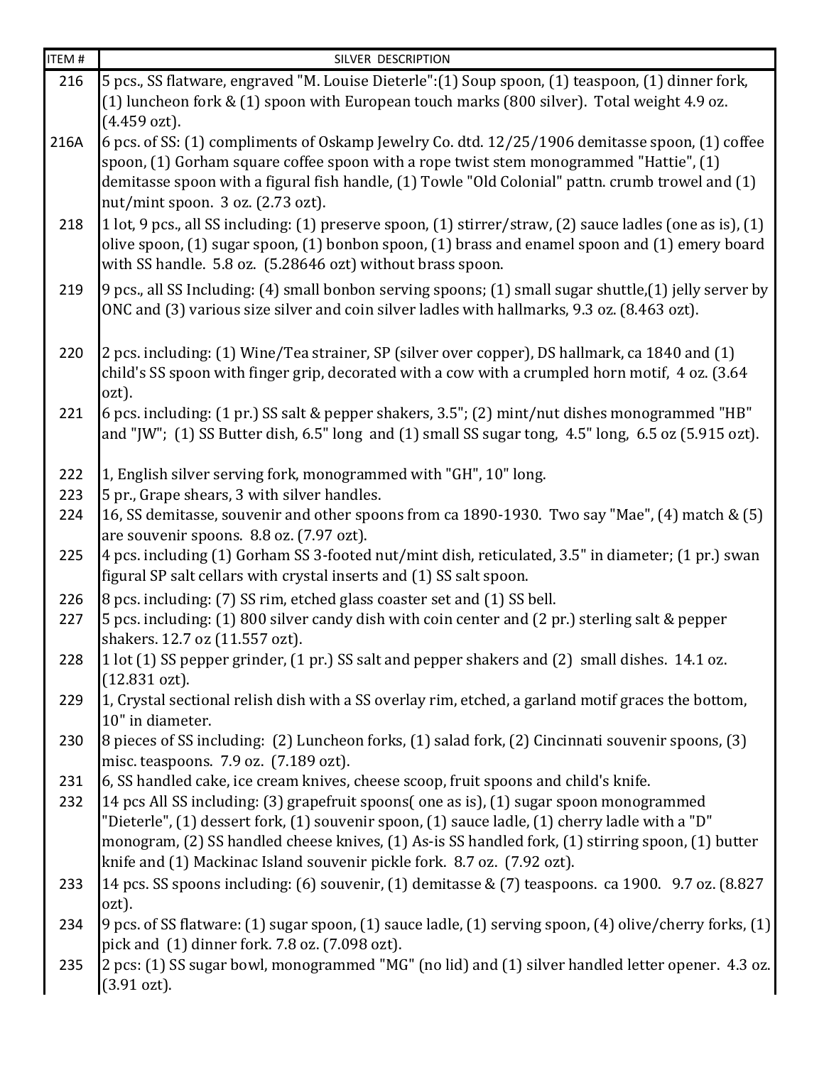| ITEM # | SILVER DESCRIPTION |
|---|---|
| 216 | 5 pcs., SS flatware, engraved "M. Louise Dieterle":(1) Soup spoon, (1) teaspoon, (1) dinner fork, (1) luncheon fork & (1) spoon with European touch marks (800 silver). Total weight 4.9 oz. (4.459 ozt). |
| 216A | 6 pcs. of SS: (1) compliments of Oskamp Jewelry Co. dtd. 12/25/1906 demitasse spoon, (1) coffee spoon, (1) Gorham square coffee spoon with a rope twist stem monogrammed "Hattie", (1) demitasse spoon with a figural fish handle, (1) Towle "Old Colonial" pattn. crumb trowel and (1) nut/mint spoon. 3 oz. (2.73 ozt). |
| 218 | 1 lot, 9 pcs., all SS including: (1) preserve spoon, (1) stirrer/straw, (2) sauce ladles (one as is), (1) olive spoon, (1) sugar spoon, (1) bonbon spoon, (1) brass and enamel spoon and (1) emery board with SS handle. 5.8 oz. (5.28646 ozt) without brass spoon. |
| 219 | 9 pcs., all SS Including: (4) small bonbon serving spoons; (1) small sugar shuttle,(1) jelly server by ONC and (3) various size silver and coin silver ladles with hallmarks, 9.3 oz. (8.463 ozt). |
| 220 | 2 pcs. including: (1) Wine/Tea strainer, SP (silver over copper), DS hallmark, ca 1840 and (1) child's SS spoon with finger grip, decorated with a cow with a crumpled horn motif, 4 oz. (3.64 ozt). |
| 221 | 6 pcs. including: (1 pr.) SS salt & pepper shakers, 3.5"; (2) mint/nut dishes monogrammed "HB" and "JW"; (1) SS Butter dish, 6.5" long and (1) small SS sugar tong, 4.5" long, 6.5 oz (5.915 ozt). |
| 222 | 1, English silver serving fork, monogrammed with "GH", 10" long. |
| 223 | 5 pr., Grape shears, 3 with silver handles. |
| 224 | 16, SS demitasse, souvenir and other spoons from ca 1890-1930. Two say "Mae", (4) match & (5) are souvenir spoons. 8.8 oz. (7.97 ozt). |
| 225 | 4 pcs. including (1) Gorham SS 3-footed nut/mint dish, reticulated, 3.5" in diameter; (1 pr.) swan figural SP salt cellars with crystal inserts and (1) SS salt spoon. |
| 226 | 8 pcs. including: (7) SS rim, etched glass coaster set and (1) SS bell. |
| 227 | 5 pcs. including: (1) 800 silver candy dish with coin center and (2 pr.) sterling salt & pepper shakers. 12.7 oz (11.557 ozt). |
| 228 | 1 lot (1) SS pepper grinder, (1 pr.) SS salt and pepper shakers and (2) small dishes. 14.1 oz. (12.831 ozt). |
| 229 | 1, Crystal sectional relish dish with a SS overlay rim, etched, a garland motif graces the bottom, 10" in diameter. |
| 230 | 8 pieces of SS including: (2) Luncheon forks, (1) salad fork, (2) Cincinnati souvenir spoons, (3) misc. teaspoons. 7.9 oz. (7.189 ozt). |
| 231 | 6, SS handled cake, ice cream knives, cheese scoop, fruit spoons and child's knife. |
| 232 | 14 pcs All SS including: (3) grapefruit spoons( one as is), (1) sugar spoon monogrammed "Dieterle", (1) dessert fork, (1) souvenir spoon, (1) sauce ladle, (1) cherry ladle with a "D" monogram, (2) SS handled cheese knives, (1) As-is SS handled fork, (1) stirring spoon, (1) butter knife and (1) Mackinac Island souvenir pickle fork. 8.7 oz. (7.92 ozt). |
| 233 | 14 pcs. SS spoons including: (6) souvenir, (1) demitasse & (7) teaspoons. ca 1900. 9.7 oz. (8.827 ozt). |
| 234 | 9 pcs. of SS flatware: (1) sugar spoon, (1) sauce ladle, (1) serving spoon, (4) olive/cherry forks, (1) pick and (1) dinner fork. 7.8 oz. (7.098 ozt). |
| 235 | 2 pcs: (1) SS sugar bowl, monogrammed "MG" (no lid) and (1) silver handled letter opener. 4.3 oz. (3.91 ozt). |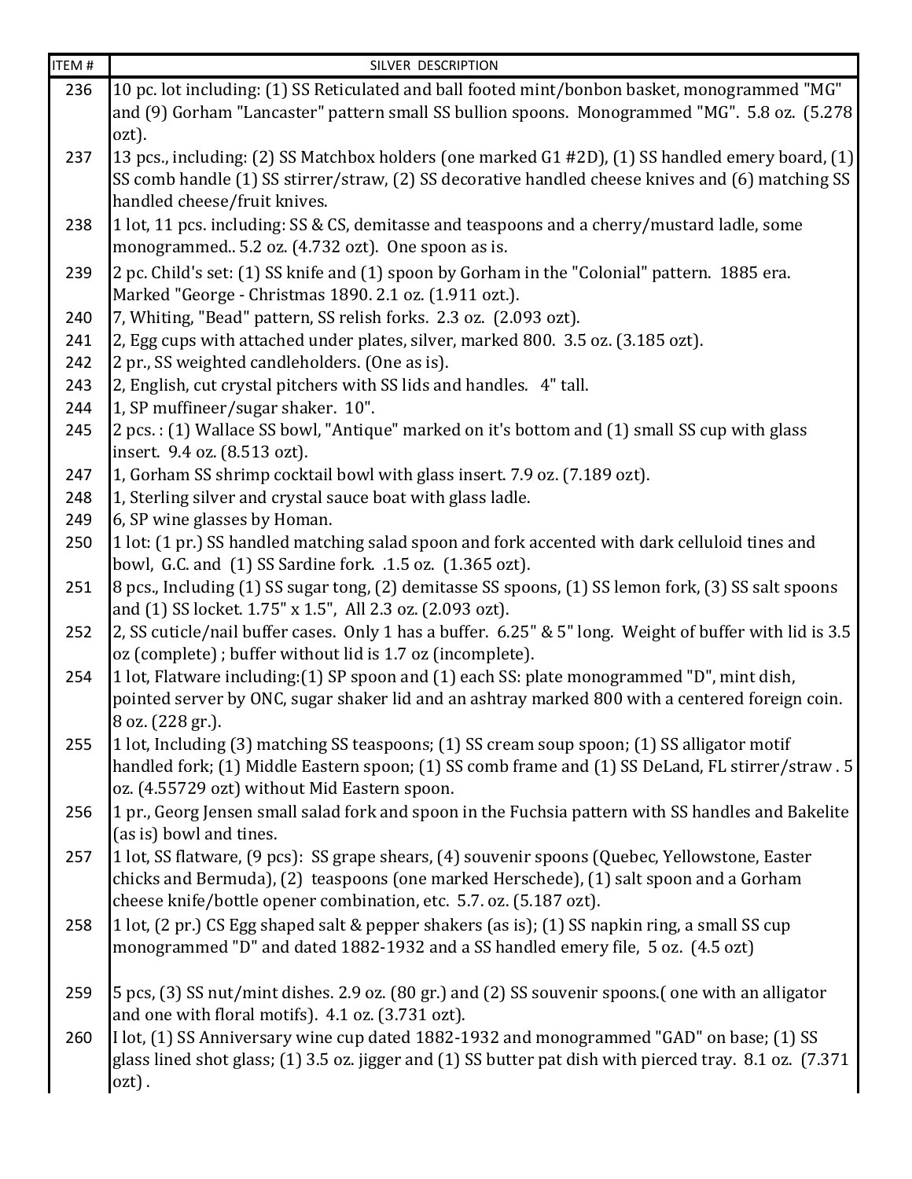| ITEM # | SILVER DESCRIPTION |
| --- | --- |
| 236 | 10 pc. lot including: (1) SS Reticulated and ball footed mint/bonbon basket, monogrammed "MG" and (9) Gorham "Lancaster" pattern small SS bullion spoons. Monogrammed "MG". 5.8 oz. (5.278 ozt). |
| 237 | 13 pcs., including: (2) SS Matchbox holders (one marked G1 #2D), (1) SS handled emery board, (1) SS comb handle (1) SS stirrer/straw, (2) SS decorative handled cheese knives and (6) matching SS handled cheese/fruit knives. |
| 238 | 1 lot, 11 pcs. including: SS & CS, demitasse and teaspoons and a cherry/mustard ladle, some monogrammed.. 5.2 oz. (4.732 ozt). One spoon as is. |
| 239 | 2 pc. Child's set: (1) SS knife and (1) spoon by Gorham in the "Colonial" pattern. 1885 era. Marked "George - Christmas 1890. 2.1 oz. (1.911 ozt.). |
| 240 | 7, Whiting, "Bead" pattern, SS relish forks. 2.3 oz. (2.093 ozt). |
| 241 | 2, Egg cups with attached under plates, silver, marked 800. 3.5 oz. (3.185 ozt). |
| 242 | 2 pr., SS weighted candleholders. (One as is). |
| 243 | 2, English, cut crystal pitchers with SS lids and handles. 4" tall. |
| 244 | 1, SP muffineer/sugar shaker. 10". |
| 245 | 2 pcs. : (1) Wallace SS bowl, "Antique" marked on it's bottom and (1) small SS cup with glass insert. 9.4 oz. (8.513 ozt). |
| 247 | 1, Gorham SS shrimp cocktail bowl with glass insert. 7.9 oz. (7.189 ozt). |
| 248 | 1, Sterling silver and crystal sauce boat with glass ladle. |
| 249 | 6, SP wine glasses by Homan. |
| 250 | 1 lot: (1 pr.) SS handled matching salad spoon and fork accented with dark celluloid tines and bowl, G.C. and (1) SS Sardine fork. .1.5 oz. (1.365 ozt). |
| 251 | 8 pcs., Including (1) SS sugar tong, (2) demitasse SS spoons, (1) SS lemon fork, (3) SS salt spoons and (1) SS locket. 1.75" x 1.5", All 2.3 oz. (2.093 ozt). |
| 252 | 2, SS cuticle/nail buffer cases. Only 1 has a buffer. 6.25" & 5" long. Weight of buffer with lid is 3.5 oz (complete) ; buffer without lid is 1.7 oz (incomplete). |
| 254 | 1 lot, Flatware including:(1) SP spoon and (1) each SS: plate monogrammed "D", mint dish, pointed server by ONC, sugar shaker lid and an ashtray marked 800 with a centered foreign coin. 8 oz. (228 gr.). |
| 255 | 1 lot, Including (3) matching SS teaspoons; (1) SS cream soup spoon; (1) SS alligator motif handled fork; (1) Middle Eastern spoon; (1) SS comb frame and (1) SS DeLand, FL stirrer/straw . 5 oz. (4.55729 ozt) without Mid Eastern spoon. |
| 256 | 1 pr., Georg Jensen small salad fork and spoon in the Fuchsia pattern with SS handles and Bakelite (as is) bowl and tines. |
| 257 | 1 lot, SS flatware, (9 pcs): SS grape shears, (4) souvenir spoons (Quebec, Yellowstone, Easter chicks and Bermuda), (2) teaspoons (one marked Herschede), (1) salt spoon and a Gorham cheese knife/bottle opener combination, etc. 5.7. oz. (5.187 ozt). |
| 258 | 1 lot, (2 pr.) CS Egg shaped salt & pepper shakers (as is); (1) SS napkin ring, a small SS cup monogrammed "D" and dated 1882-1932 and a SS handled emery file, 5 oz. (4.5 ozt) |
| 259 | 5 pcs, (3) SS nut/mint dishes. 2.9 oz. (80 gr.) and (2) SS souvenir spoons.( one with an alligator and one with floral motifs). 4.1 oz. (3.731 ozt). |
| 260 | I lot, (1) SS Anniversary wine cup dated 1882-1932 and monogrammed "GAD" on base; (1) SS glass lined shot glass; (1) 3.5 oz. jigger and (1) SS butter pat dish with pierced tray. 8.1 oz. (7.371 ozt) . |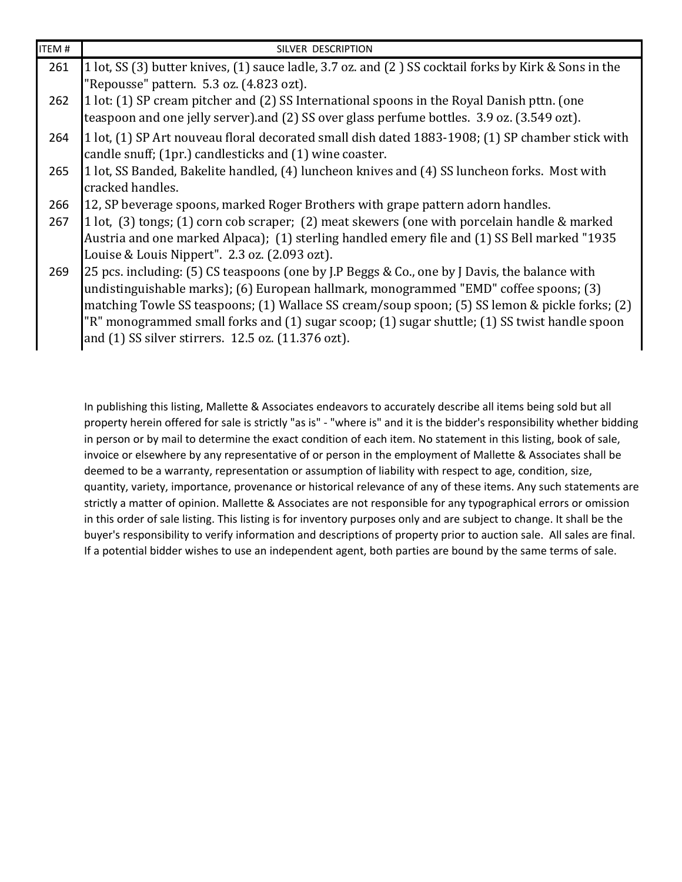| ITEM # | SILVER DESCRIPTION |
| --- | --- |
| 261 | 1 lot, SS (3) butter knives, (1) sauce ladle, 3.7 oz. and (2 ) SS cocktail forks by Kirk & Sons in the "Repousse" pattern. 5.3 oz. (4.823 ozt). |
| 262 | 1 lot: (1) SP cream pitcher and (2) SS International spoons in the Royal Danish pttn. (one teaspoon and one jelly server).and (2) SS over glass perfume bottles. 3.9 oz. (3.549 ozt). |
| 264 | 1 lot, (1) SP Art nouveau floral decorated small dish dated 1883-1908; (1) SP chamber stick with candle snuff; (1pr.) candlesticks and (1) wine coaster. |
| 265 | 1 lot, SS Banded, Bakelite handled, (4) luncheon knives and (4) SS luncheon forks. Most with cracked handles. |
| 266 | 12, SP beverage spoons, marked Roger Brothers with grape pattern adorn handles. |
| 267 | 1 lot, (3) tongs; (1) corn cob scraper; (2) meat skewers (one with porcelain handle & marked Austria and one marked Alpaca); (1) sterling handled emery file and (1) SS Bell marked "1935 Louise & Louis Nippert". 2.3 oz. (2.093 ozt). |
| 269 | 25 pcs. including: (5) CS teaspoons (one by J.P Beggs & Co., one by J Davis, the balance with undistinguishable marks); (6) European hallmark, monogrammed "EMD" coffee spoons; (3) matching Towle SS teaspoons; (1) Wallace SS cream/soup spoon; (5) SS lemon & pickle forks; (2) "R" monogrammed small forks and (1) sugar scoop; (1) sugar shuttle; (1) SS twist handle spoon and (1) SS silver stirrers. 12.5 oz. (11.376 ozt). |

In publishing this listing, Mallette & Associates endeavors to accurately describe all items being sold but all property herein offered for sale is strictly "as is" - "where is" and it is the bidder's responsibility whether bidding in person or by mail to determine the exact condition of each item. No statement in this listing, book of sale, invoice or elsewhere by any representative of or person in the employment of Mallette & Associates shall be deemed to be a warranty, representation or assumption of liability with respect to age, condition, size, quantity, variety, importance, provenance or historical relevance of any of these items. Any such statements are strictly a matter of opinion. Mallette & Associates are not responsible for any typographical errors or omission in this order of sale listing. This listing is for inventory purposes only and are subject to change. It shall be the buyer's responsibility to verify information and descriptions of property prior to auction sale. All sales are final. If a potential bidder wishes to use an independent agent, both parties are bound by the same terms of sale.